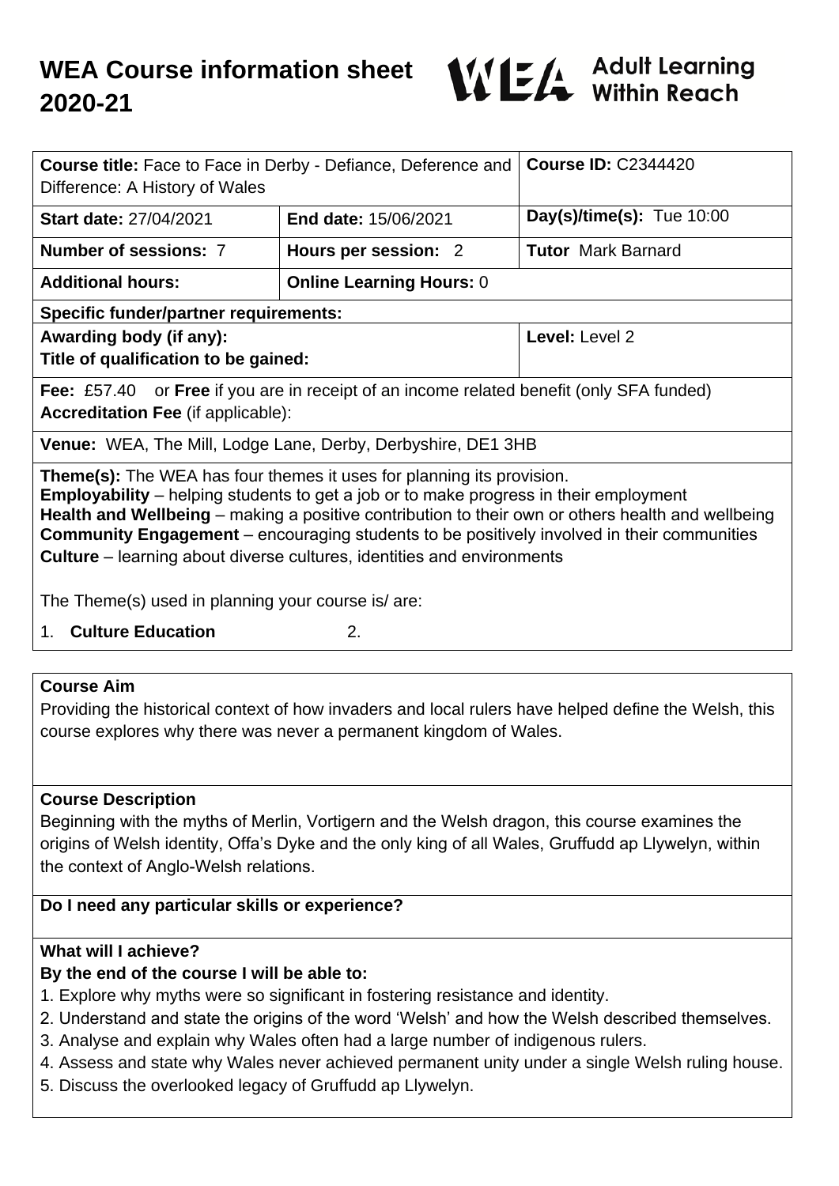# WEA Course information sheet 2020-21

Adult Learning Within Reach

| **Course title:** Face to Face in Derby - Defiance, Deference and Difference: A History of Wales | | **Course ID:** C2344420 |
|---|---|---|
| **Start date:** 27/04/2021 | **End date:** 15/06/2021 | **Day(s)/time(s):** Tue 10:00 |
| **Number of sessions:** 7 | **Hours per session:** 2 | **Tutor** Mark Barnard |
| **Additional hours:** | **Online Learning Hours:** 0 | |
| **Specific funder/partner requirements:** | | |
| **Awarding body (if any):** **Title of qualification to be gained:** | | **Level:** Level 2 |
| **Fee:** £57.40 or **Free** if you are in receipt of an income related benefit (only SFA funded) **Accreditation Fee** (if applicable): | | |
| **Venue:** WEA, The Mill, Lodge Lane, Derby, Derbyshire, DE1 3HB | | |

**Theme(s):** The WEA has four themes it uses for planning its provision.
**Employability** – helping students to get a job or to make progress in their employment
**Health and Wellbeing** – making a positive contribution to their own or others health and wellbeing
**Community Engagement** – encouraging students to be positively involved in their communities
**Culture** – learning about diverse cultures, identities and environments

The Theme(s) used in planning your course is/ are:

1. **Culture Education**
2. 

## Course Aim

Providing the historical context of how invaders and local rulers have helped define the Welsh, this course explores why there was never a permanent kingdom of Wales.

## Course Description

Beginning with the myths of Merlin, Vortigern and the Welsh dragon, this course examines the origins of Welsh identity, Offa's Dyke and the only king of all Wales, Gruffudd ap Llywelyn, within the context of Anglo-Welsh relations.

## Do I need any particular skills or experience?

## What will I achieve?

**By the end of the course I will be able to:**

1. Explore why myths were so significant in fostering resistance and identity.
2. Understand and state the origins of the word 'Welsh' and how the Welsh described themselves.
3. Analyse and explain why Wales often had a large number of indigenous rulers.
4. Assess and state why Wales never achieved permanent unity under a single Welsh ruling house.
5. Discuss the overlooked legacy of Gruffudd ap Llywelyn.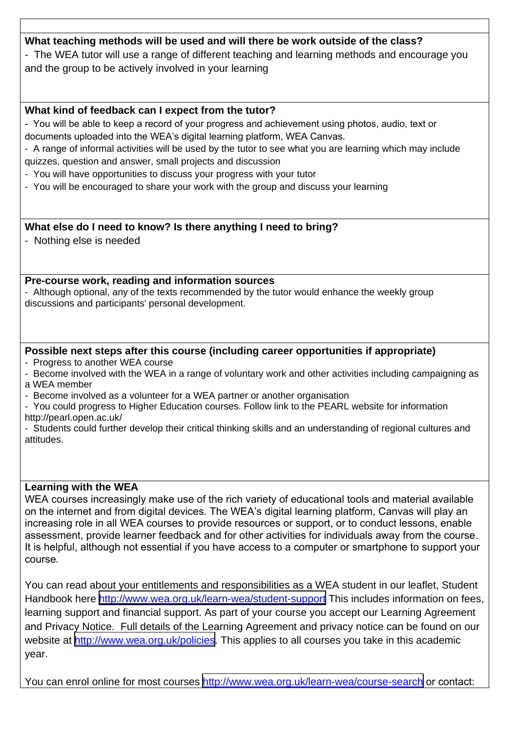**What teaching methods will be used and will there be work outside of the class?**

- The WEA tutor will use a range of different teaching and learning methods and encourage you and the group to be actively involved in your learning

**What kind of feedback can I expect from the tutor?**

- You will be able to keep a record of your progress and achievement using photos, audio, text or documents uploaded into the WEA's digital learning platform, WEA Canvas.
- A range of informal activities will be used by the tutor to see what you are learning which may include quizzes, question and answer, small projects and discussion
- You will have opportunities to discuss your progress with your tutor
- You will be encouraged to share your work with the group and discuss your learning

**What else do I need to know? Is there anything I need to bring?**

- Nothing else is needed

**Pre-course work, reading and information sources**

- Although optional, any of the texts recommended by the tutor would enhance the weekly group discussions and participants' personal development.

**Possible next steps after this course (including career opportunities if appropriate)**

- Progress to another WEA course
- Become involved with the WEA in a range of voluntary work and other activities including campaigning as a WEA member
- Become involved as a volunteer for a WEA partner or another organisation
- You could progress to Higher Education courses. Follow link to the PEARL website for information http://pearl.open.ac.uk/
- Students could further develop their critical thinking skills and an understanding of regional cultures and attitudes.

**Learning with the WEA**

WEA courses increasingly make use of the rich variety of educational tools and material available on the internet and from digital devices. The WEA's digital learning platform, Canvas will play an increasing role in all WEA courses to provide resources or support, or to conduct lessons, enable assessment, provide learner feedback and for other activities for individuals away from the course. It is helpful, although not essential if you have access to a computer or smartphone to support your course.

You can read about your entitlements and responsibilities as a WEA student in our leaflet, Student Handbook here http://www.wea.org.uk/learn-wea/student-support This includes information on fees, learning support and financial support. As part of your course you accept our Learning Agreement and Privacy Notice. Full details of the Learning Agreement and privacy notice can be found on our website at http://www.wea.org.uk/policies. This applies to all courses you take in this academic year.

You can enrol online for most courses http://www.wea.org.uk/learn-wea/course-search or contact: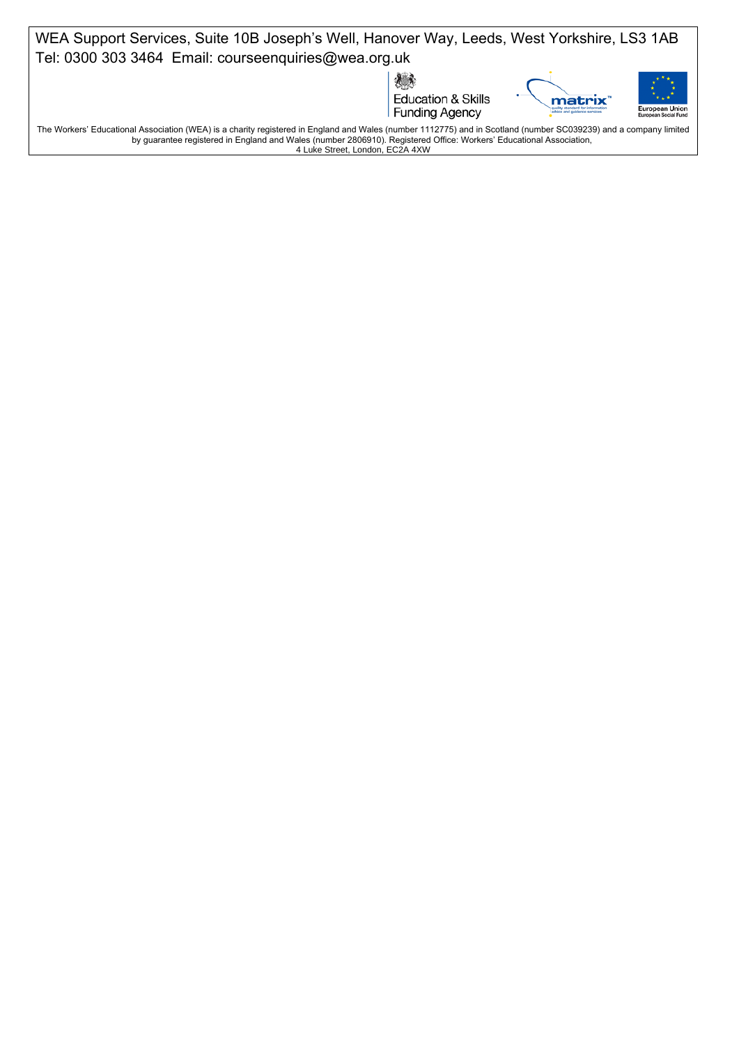WEA Support Services, Suite 10B Joseph's Well, Hanover Way, Leeds, West Yorkshire, LS3 1AB
Tel: 0300 303 3464 Email: courseenquiries@wea.org.uk

Education & Skills Funding Agency

matrix™ quality standard for information advice and guidance services

European Union European Social Fund

The Workers' Educational Association (WEA) is a charity registered in England and Wales (number 1112775) and in Scotland (number SC039239) and a company limited by guarantee registered in England and Wales (number 2806910). Registered Office: Workers' Educational Association, 4 Luke Street, London, EC2A 4XW